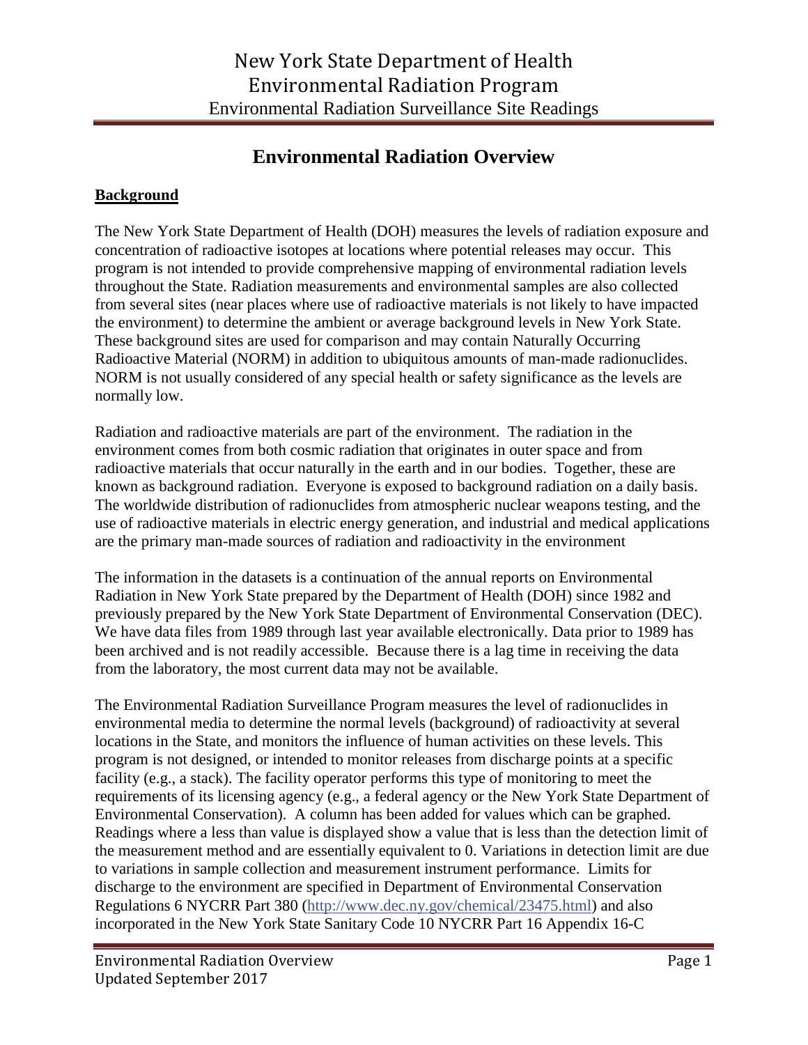# New York State Department of Health
# Environmental Radiation Program
## Environmental Radiation Surveillance Site Readings

## Environmental Radiation Overview

**Background**

The New York State Department of Health (DOH) measures the levels of radiation exposure and concentration of radioactive isotopes at locations where potential releases may occur. This program is not intended to provide comprehensive mapping of environmental radiation levels throughout the State. Radiation measurements and environmental samples are also collected from several sites (near places where use of radioactive materials is not likely to have impacted the environment) to determine the ambient or average background levels in New York State. These background sites are used for comparison and may contain Naturally Occurring Radioactive Material (NORM) in addition to ubiquitous amounts of man-made radionuclides. NORM is not usually considered of any special health or safety significance as the levels are normally low.

Radiation and radioactive materials are part of the environment. The radiation in the environment comes from both cosmic radiation that originates in outer space and from radioactive materials that occur naturally in the earth and in our bodies. Together, these are known as background radiation. Everyone is exposed to background radiation on a daily basis. The worldwide distribution of radionuclides from atmospheric nuclear weapons testing, and the use of radioactive materials in electric energy generation, and industrial and medical applications are the primary man-made sources of radiation and radioactivity in the environment

The information in the datasets is a continuation of the annual reports on Environmental Radiation in New York State prepared by the Department of Health (DOH) since 1982 and previously prepared by the New York State Department of Environmental Conservation (DEC). We have data files from 1989 through last year available electronically. Data prior to 1989 has been archived and is not readily accessible. Because there is a lag time in receiving the data from the laboratory, the most current data may not be available.

The Environmental Radiation Surveillance Program measures the level of radionuclides in environmental media to determine the normal levels (background) of radioactivity at several locations in the State, and monitors the influence of human activities on these levels. This program is not designed, or intended to monitor releases from discharge points at a specific facility (e.g., a stack). The facility operator performs this type of monitoring to meet the requirements of its licensing agency (e.g., a federal agency or the New York State Department of Environmental Conservation). A column has been added for values which can be graphed. Readings where a less than value is displayed show a value that is less than the detection limit of the measurement method and are essentially equivalent to 0. Variations in detection limit are due to variations in sample collection and measurement instrument performance. Limits for discharge to the environment are specified in Department of Environmental Conservation Regulations 6 NYCRR Part 380 (http://www.dec.ny.gov/chemical/23475.html) and also incorporated in the New York State Sanitary Code 10 NYCRR Part 16 Appendix 16-C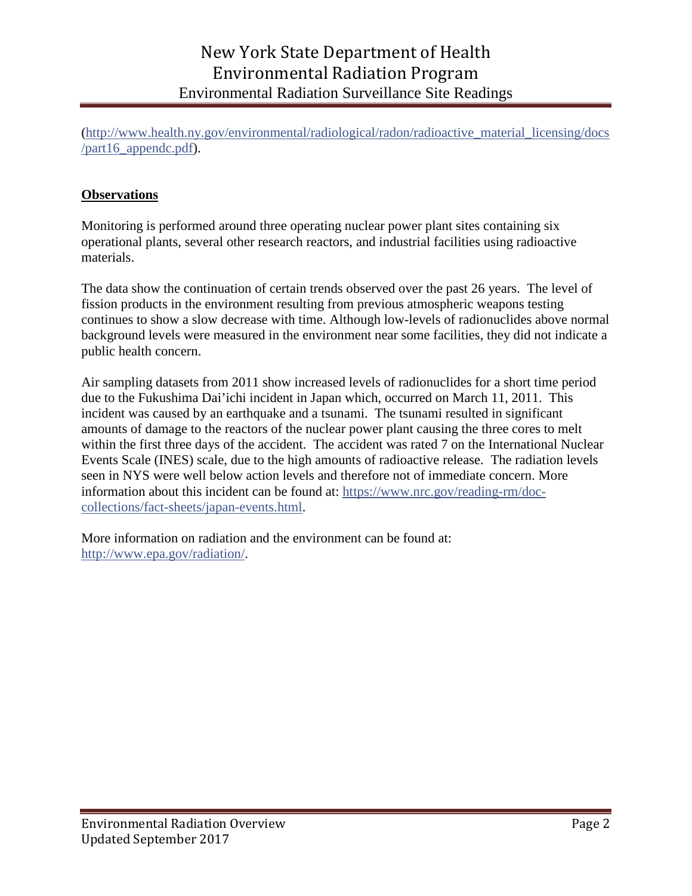(http://www.health.ny.gov/environmental/radiological/radon/radioactive_material_licensing/docs/part16_appendc.pdf).

**Observations**

Monitoring is performed around three operating nuclear power plant sites containing six operational plants, several other research reactors, and industrial facilities using radioactive materials.

The data show the continuation of certain trends observed over the past 26 years. The level of fission products in the environment resulting from previous atmospheric weapons testing continues to show a slow decrease with time. Although low-levels of radionuclides above normal background levels were measured in the environment near some facilities, they did not indicate a public health concern.

Air sampling datasets from 2011 show increased levels of radionuclides for a short time period due to the Fukushima Dai'ichi incident in Japan which, occurred on March 11, 2011. This incident was caused by an earthquake and a tsunami. The tsunami resulted in significant amounts of damage to the reactors of the nuclear power plant causing the three cores to melt within the first three days of the accident. The accident was rated 7 on the International Nuclear Events Scale (INES) scale, due to the high amounts of radioactive release. The radiation levels seen in NYS were well below action levels and therefore not of immediate concern. More information about this incident can be found at: https://www.nrc.gov/reading-rm/doc-collections/fact-sheets/japan-events.html.

More information on radiation and the environment can be found at: http://www.epa.gov/radiation/.